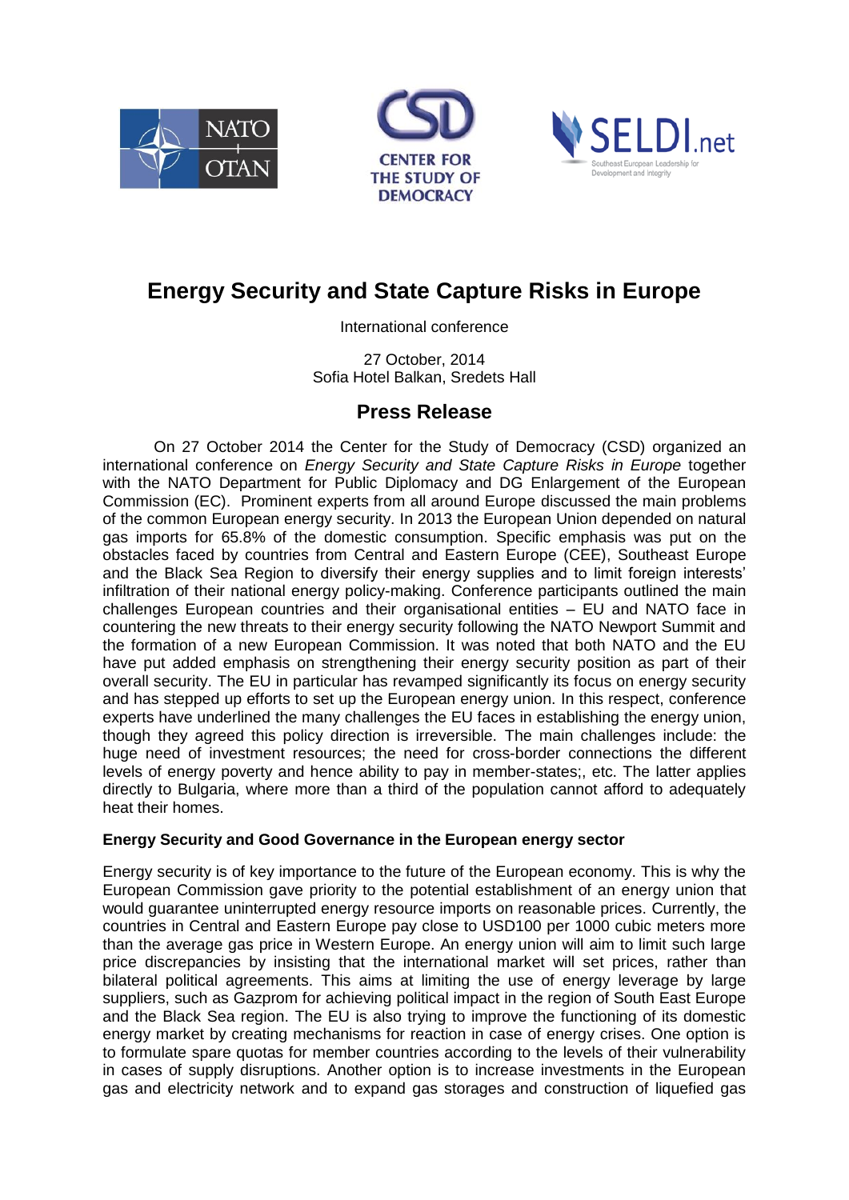# Energy Security and State Capture Risks in Europe

International conference

27 October, 2014
Sofia Hotel Balkan, Sredets Hall

## Press Release

On 27 October 2014 the Center for the Study of Democracy (CSD) organized an international conference on *Energy Security and State Capture Risks in Europe* together with the NATO Department for Public Diplomacy and DG Enlargement of the European Commission (EC). Prominent experts from all around Europe discussed the main problems of the common European energy security. In 2013 the European Union depended on natural gas imports for 65.8% of the domestic consumption. Specific emphasis was put on the obstacles faced by countries from Central and Eastern Europe (CEE), Southeast Europe and the Black Sea Region to diversify their energy supplies and to limit foreign interests' infiltration of their national energy policy-making. Conference participants outlined the main challenges European countries and their organisational entities – EU and NATO face in countering the new threats to their energy security following the NATO Newport Summit and the formation of a new European Commission. It was noted that both NATO and the EU have put added emphasis on strengthening their energy security position as part of their overall security. The EU in particular has revamped significantly its focus on energy security and has stepped up efforts to set up the European energy union. In this respect, conference experts have underlined the many challenges the EU faces in establishing the energy union, though they agreed this policy direction is irreversible. The main challenges include: the huge need of investment resources; the need for cross-border connections the different levels of energy poverty and hence ability to pay in member-states;, etc. The latter applies directly to Bulgaria, where more than a third of the population cannot afford to adequately heat their homes.

**Energy Security and Good Governance in the European energy sector**

Energy security is of key importance to the future of the European economy. This is why the European Commission gave priority to the potential establishment of an energy union that would guarantee uninterrupted energy resource imports on reasonable prices. Currently, the countries in Central and Eastern Europe pay close to USD100 per 1000 cubic meters more than the average gas price in Western Europe. An energy union will aim to limit such large price discrepancies by insisting that the international market will set prices, rather than bilateral political agreements. This aims at limiting the use of energy leverage by large suppliers, such as Gazprom for achieving political impact in the region of South East Europe and the Black Sea region. The EU is also trying to improve the functioning of its domestic energy market by creating mechanisms for reaction in case of energy crises. One option is to formulate spare quotas for member countries according to the levels of their vulnerability in cases of supply disruptions. Another option is to increase investments in the European gas and electricity network and to expand gas storages and construction of liquefied gas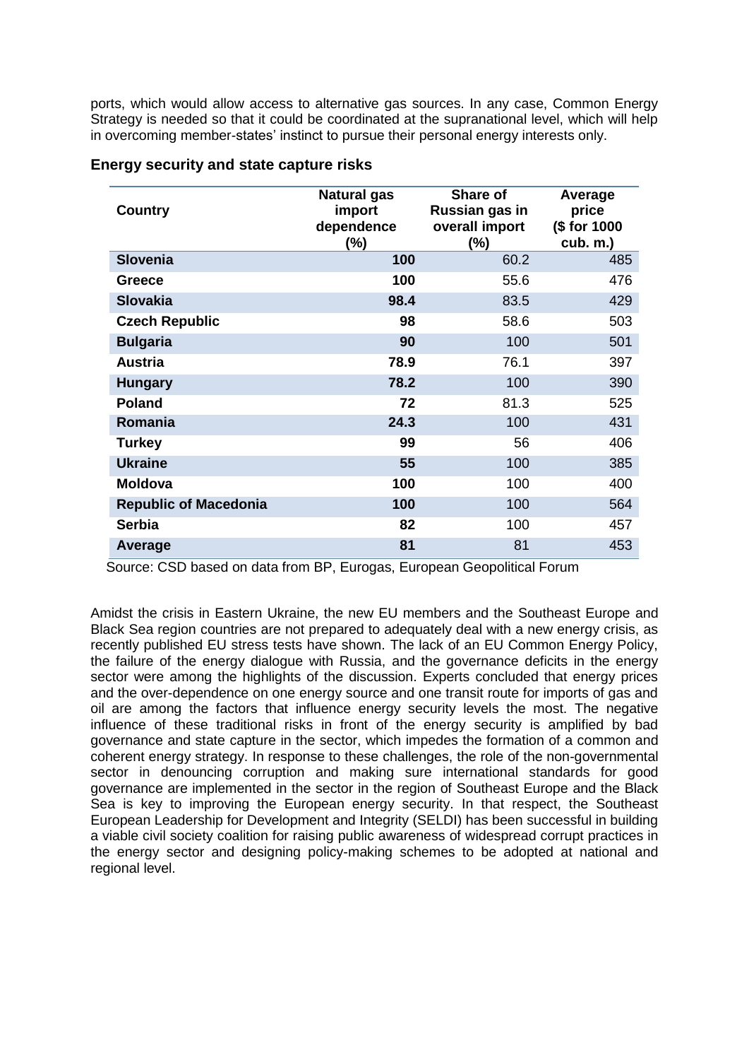ports, which would allow access to alternative gas sources. In any case, Common Energy Strategy is needed so that it could be coordinated at the supranational level, which will help in overcoming member-states' instinct to pursue their personal energy interests only.

## Energy security and state capture risks

| Country | Natural gas import dependence (%) | Share of Russian gas in overall import (%) | Average price ($ for 1000 cub. m.) |
|---|---|---|---|
| **Slovenia** | **100** | 60.2 | 485 |
| **Greece** | **100** | 55.6 | 476 |
| **Slovakia** | **98.4** | 83.5 | 429 |
| **Czech Republic** | **98** | 58.6 | 503 |
| **Bulgaria** | **90** | 100 | 501 |
| **Austria** | **78.9** | 76.1 | 397 |
| **Hungary** | **78.2** | 100 | 390 |
| **Poland** | **72** | 81.3 | 525 |
| **Romania** | **24.3** | 100 | 431 |
| **Turkey** | **99** | 56 | 406 |
| **Ukraine** | **55** | 100 | 385 |
| **Moldova** | **100** | 100 | 400 |
| **Republic of Macedonia** | **100** | 100 | 564 |
| **Serbia** | **82** | 100 | 457 |
| **Average** | **81** | 81 | 453 |

Source: CSD based on data from BP, Eurogas, European Geopolitical Forum

Amidst the crisis in Eastern Ukraine, the new EU members and the Southeast Europe and Black Sea region countries are not prepared to adequately deal with a new energy crisis, as recently published EU stress tests have shown. The lack of an EU Common Energy Policy, the failure of the energy dialogue with Russia, and the governance deficits in the energy sector were among the highlights of the discussion. Experts concluded that energy prices and the over-dependence on one energy source and one transit route for imports of gas and oil are among the factors that influence energy security levels the most. The negative influence of these traditional risks in front of the energy security is amplified by bad governance and state capture in the sector, which impedes the formation of a common and coherent energy strategy. In response to these challenges, the role of the non-governmental sector in denouncing corruption and making sure international standards for good governance are implemented in the sector in the region of Southeast Europe and the Black Sea is key to improving the European energy security. In that respect, the Southeast European Leadership for Development and Integrity (SELDI) has been successful in building a viable civil society coalition for raising public awareness of widespread corrupt practices in the energy sector and designing policy-making schemes to be adopted at national and regional level.